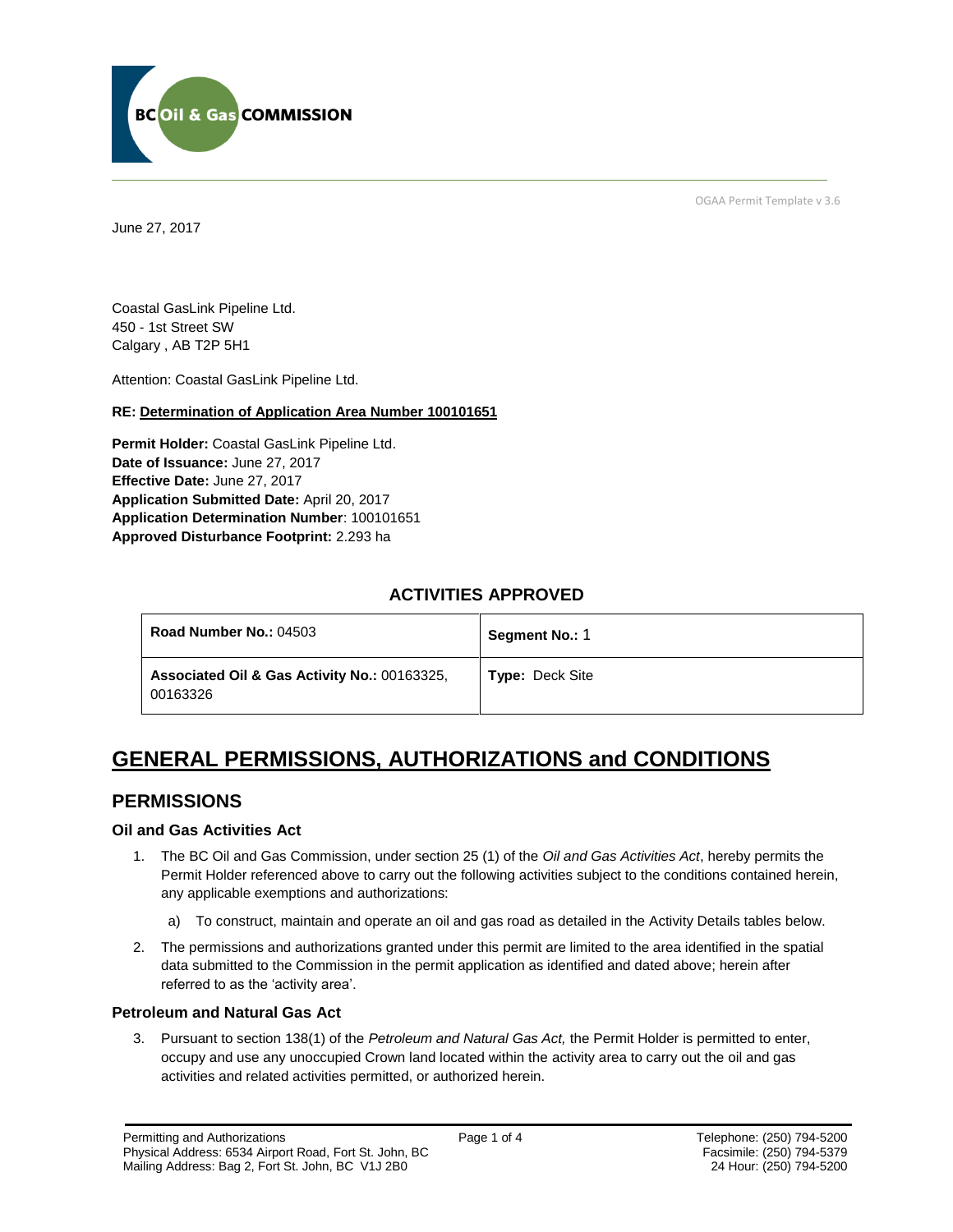OGAA Permit Template v 3.6

June 27, 2017

Coastal GasLink Pipeline Ltd.
450 - 1st Street SW
Calgary , AB T2P 5H1

Attention: Coastal GasLink Pipeline Ltd.

**RE: Determination of Application Area Number 100101651**

**Permit Holder:** Coastal GasLink Pipeline Ltd.
**Date of Issuance:** June 27, 2017
**Effective Date:** June 27, 2017
**Application Submitted Date:** April 20, 2017
**Application Determination Number**: 100101651
**Approved Disturbance Footprint:** 2.293 ha

## ACTIVITIES APPROVED

| **Road Number No.:** 04503 | **Segment No.:** 1 |
|---|---|
| **Associated Oil & Gas Activity No.:** 00163325, 00163326 | **Type:** Deck Site |

# GENERAL PERMISSIONS, AUTHORIZATIONS and CONDITIONS

## PERMISSIONS

### Oil and Gas Activities Act

1. The BC Oil and Gas Commission, under section 25 (1) of the *Oil and Gas Activities Act*, hereby permits the Permit Holder referenced above to carry out the following activities subject to the conditions contained herein, any applicable exemptions and authorizations:

   a) To construct, maintain and operate an oil and gas road as detailed in the Activity Details tables below.

2. The permissions and authorizations granted under this permit are limited to the area identified in the spatial data submitted to the Commission in the permit application as identified and dated above; herein after referred to as the 'activity area'.

### Petroleum and Natural Gas Act

3. Pursuant to section 138(1) of the *Petroleum and Natural Gas Act,* the Permit Holder is permitted to enter, occupy and use any unoccupied Crown land located within the activity area to carry out the oil and gas activities and related activities permitted, or authorized herein.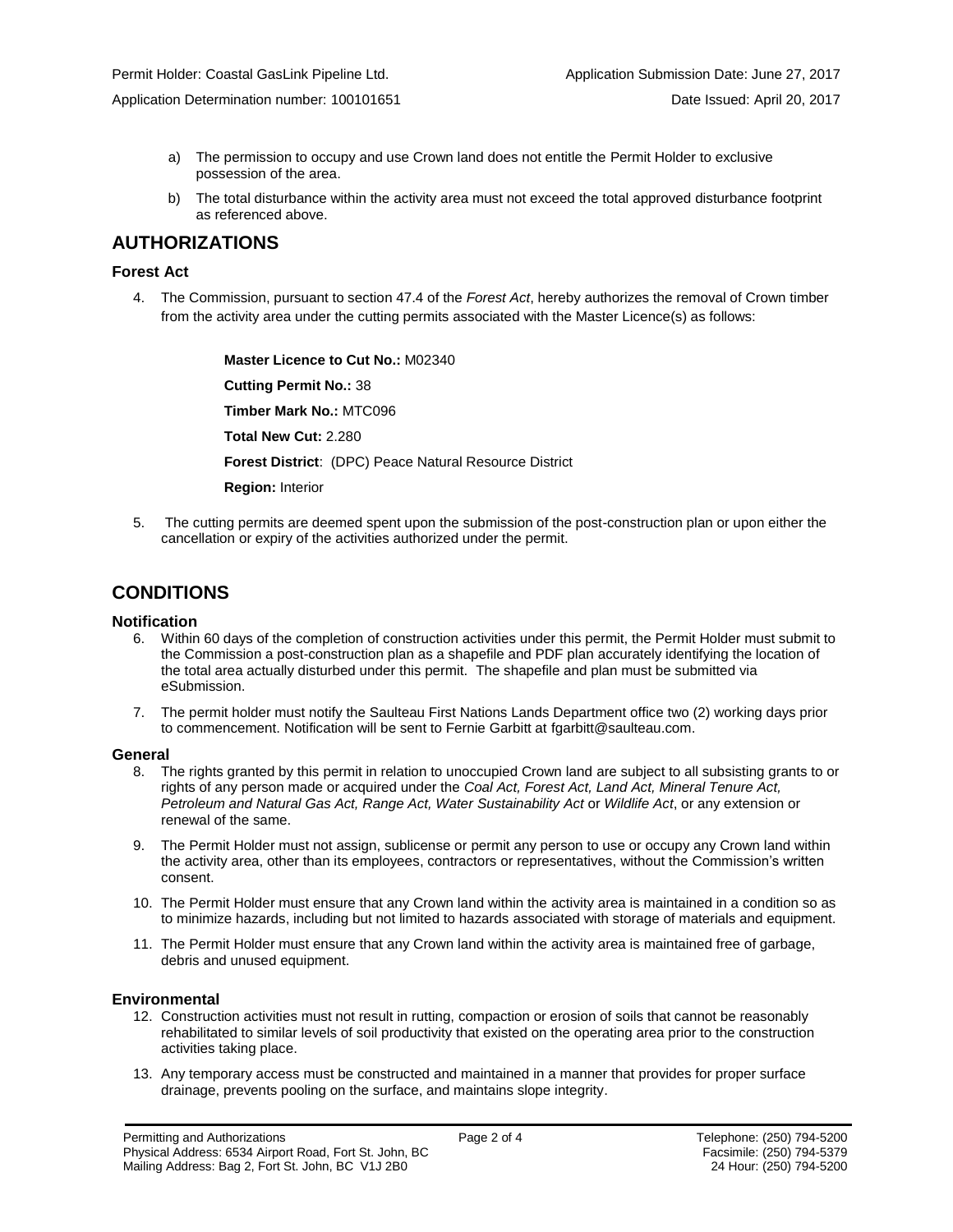a) The permission to occupy and use Crown land does not entitle the Permit Holder to exclusive possession of the area.

b) The total disturbance within the activity area must not exceed the total approved disturbance footprint as referenced above.

## AUTHORIZATIONS

### Forest Act

4. The Commission, pursuant to section 47.4 of the *Forest Act*, hereby authorizes the removal of Crown timber from the activity area under the cutting permits associated with the Master Licence(s) as follows:

   **Master Licence to Cut No.:** M02340

   **Cutting Permit No.:** 38

   **Timber Mark No.:** MTC096

   **Total New Cut:** 2.280

   **Forest District**: (DPC) Peace Natural Resource District

   **Region:** Interior

5. The cutting permits are deemed spent upon the submission of the post-construction plan or upon either the cancellation or expiry of the activities authorized under the permit.

## CONDITIONS

### Notification

6. Within 60 days of the completion of construction activities under this permit, the Permit Holder must submit to the Commission a post-construction plan as a shapefile and PDF plan accurately identifying the location of the total area actually disturbed under this permit. The shapefile and plan must be submitted via eSubmission.

7. The permit holder must notify the Saulteau First Nations Lands Department office two (2) working days prior to commencement. Notification will be sent to Fernie Garbitt at fgarbitt@saulteau.com.

### General

8. The rights granted by this permit in relation to unoccupied Crown land are subject to all subsisting grants to or rights of any person made or acquired under the *Coal Act, Forest Act, Land Act, Mineral Tenure Act, Petroleum and Natural Gas Act, Range Act, Water Sustainability Act* or *Wildlife Act*, or any extension or renewal of the same.

9. The Permit Holder must not assign, sublicense or permit any person to use or occupy any Crown land within the activity area, other than its employees, contractors or representatives, without the Commission's written consent.

10. The Permit Holder must ensure that any Crown land within the activity area is maintained in a condition so as to minimize hazards, including but not limited to hazards associated with storage of materials and equipment.

11. The Permit Holder must ensure that any Crown land within the activity area is maintained free of garbage, debris and unused equipment.

### Environmental

12. Construction activities must not result in rutting, compaction or erosion of soils that cannot be reasonably rehabilitated to similar levels of soil productivity that existed on the operating area prior to the construction activities taking place.

13. Any temporary access must be constructed and maintained in a manner that provides for proper surface drainage, prevents pooling on the surface, and maintains slope integrity.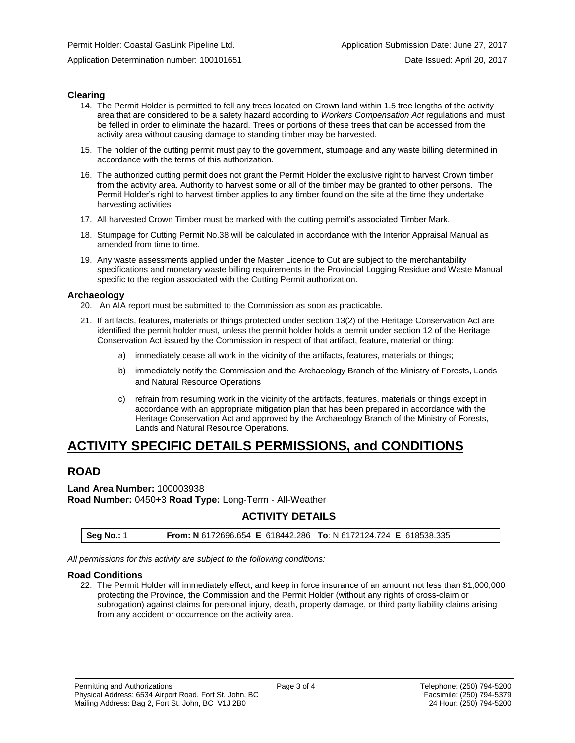**Clearing**

14. The Permit Holder is permitted to fell any trees located on Crown land within 1.5 tree lengths of the activity area that are considered to be a safety hazard according to *Workers Compensation Act* regulations and must be felled in order to eliminate the hazard. Trees or portions of these trees that can be accessed from the activity area without causing damage to standing timber may be harvested.

15. The holder of the cutting permit must pay to the government, stumpage and any waste billing determined in accordance with the terms of this authorization.

16. The authorized cutting permit does not grant the Permit Holder the exclusive right to harvest Crown timber from the activity area. Authority to harvest some or all of the timber may be granted to other persons. The Permit Holder's right to harvest timber applies to any timber found on the site at the time they undertake harvesting activities.

17. All harvested Crown Timber must be marked with the cutting permit's associated Timber Mark.

18. Stumpage for Cutting Permit No.38 will be calculated in accordance with the Interior Appraisal Manual as amended from time to time.

19. Any waste assessments applied under the Master Licence to Cut are subject to the merchantability specifications and monetary waste billing requirements in the Provincial Logging Residue and Waste Manual specific to the region associated with the Cutting Permit authorization.

**Archaeology**

20. An AIA report must be submitted to the Commission as soon as practicable.

21. If artifacts, features, materials or things protected under section 13(2) of the Heritage Conservation Act are identified the permit holder must, unless the permit holder holds a permit under section 12 of the Heritage Conservation Act issued by the Commission in respect of that artifact, feature, material or thing:

    a) immediately cease all work in the vicinity of the artifacts, features, materials or things;

    b) immediately notify the Commission and the Archaeology Branch of the Ministry of Forests, Lands and Natural Resource Operations

    c) refrain from resuming work in the vicinity of the artifacts, features, materials or things except in accordance with an appropriate mitigation plan that has been prepared in accordance with the Heritage Conservation Act and approved by the Archaeology Branch of the Ministry of Forests, Lands and Natural Resource Operations.

# ACTIVITY SPECIFIC DETAILS PERMISSIONS, and CONDITIONS

## ROAD

**Land Area Number:** 100003938
**Road Number:** 0450+3 **Road Type:** Long-Term - All-Weather

### ACTIVITY DETAILS

| **Seg No.:** 1 | **From: N** 6172696.654 **E** 618442.286 **To**: N 6172124.724 **E** 618538.335 |
|---|---|

*All permissions for this activity are subject to the following conditions:*

**Road Conditions**

22. The Permit Holder will immediately effect, and keep in force insurance of an amount not less than $1,000,000 protecting the Province, the Commission and the Permit Holder (without any rights of cross-claim or subrogation) against claims for personal injury, death, property damage, or third party liability claims arising from any accident or occurrence on the activity area.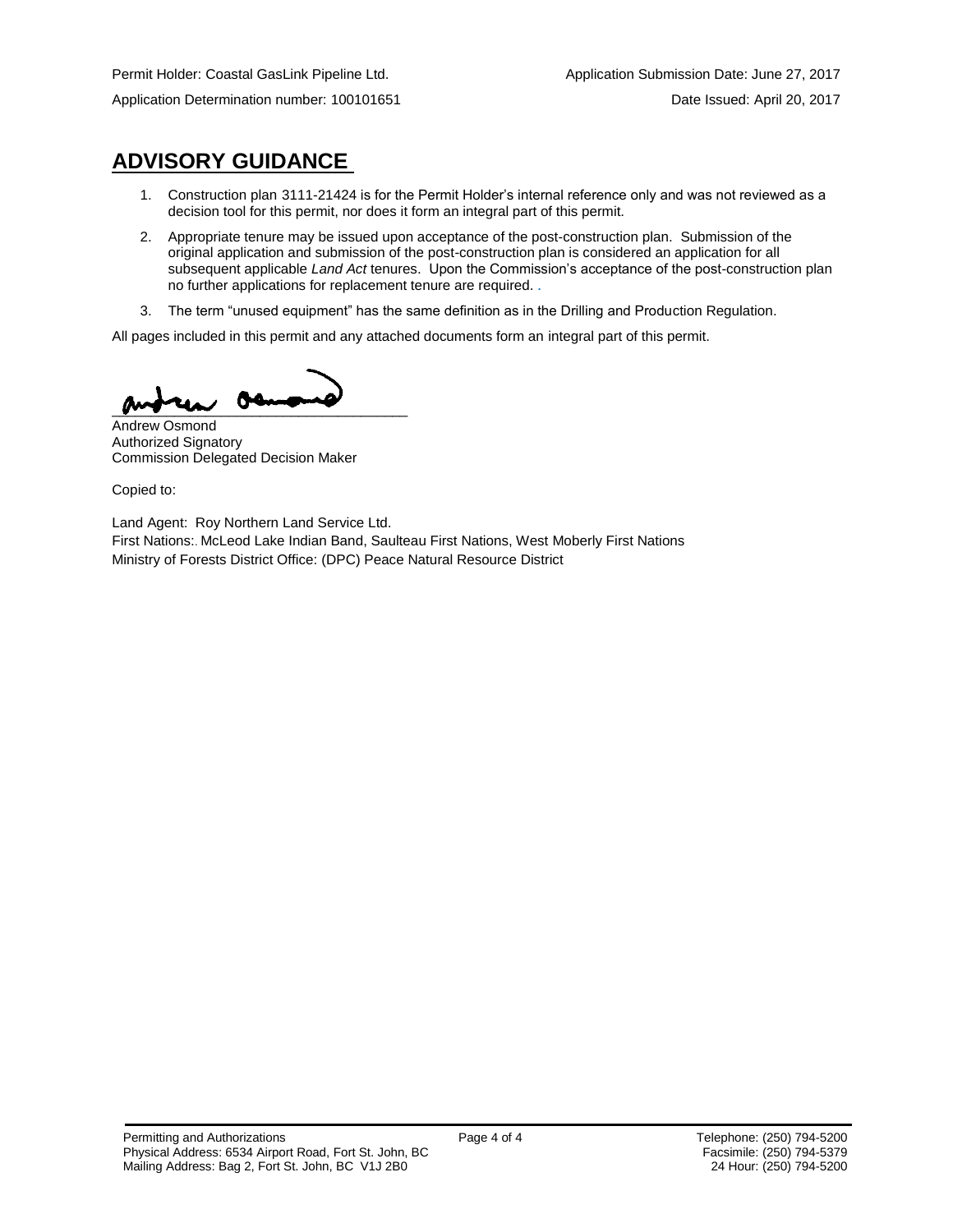Permit Holder: Coastal GasLink Pipeline Ltd. Application Submission Date: June 27, 2017

Application Determination number: 100101651 Date Issued: April 20, 2017

## ADVISORY GUIDANCE

1. Construction plan 3111-21424 is for the Permit Holder's internal reference only and was not reviewed as a decision tool for this permit, nor does it form an integral part of this permit.
2. Appropriate tenure may be issued upon acceptance of the post-construction plan. Submission of the original application and submission of the post-construction plan is considered an application for all subsequent applicable *Land Act* tenures. Upon the Commission's acceptance of the post-construction plan no further applications for replacement tenure are required. .
3. The term "unused equipment" has the same definition as in the Drilling and Production Regulation.

All pages included in this permit and any attached documents form an integral part of this permit.

Andrew Osmond
Authorized Signatory
Commission Delegated Decision Maker

Copied to:

Land Agent: Roy Northern Land Service Ltd.
First Nations:. McLeod Lake Indian Band, Saulteau First Nations, West Moberly First Nations
Ministry of Forests District Office: (DPC) Peace Natural Resource District

Permitting and Authorizations
Physical Address: 6534 Airport Road, Fort St. John, BC
Mailing Address: Bag 2, Fort St. John, BC V1J 2B0

Telephone: (250) 794-5200
Facsimile: (250) 794-5379
24 Hour: (250) 794-5200